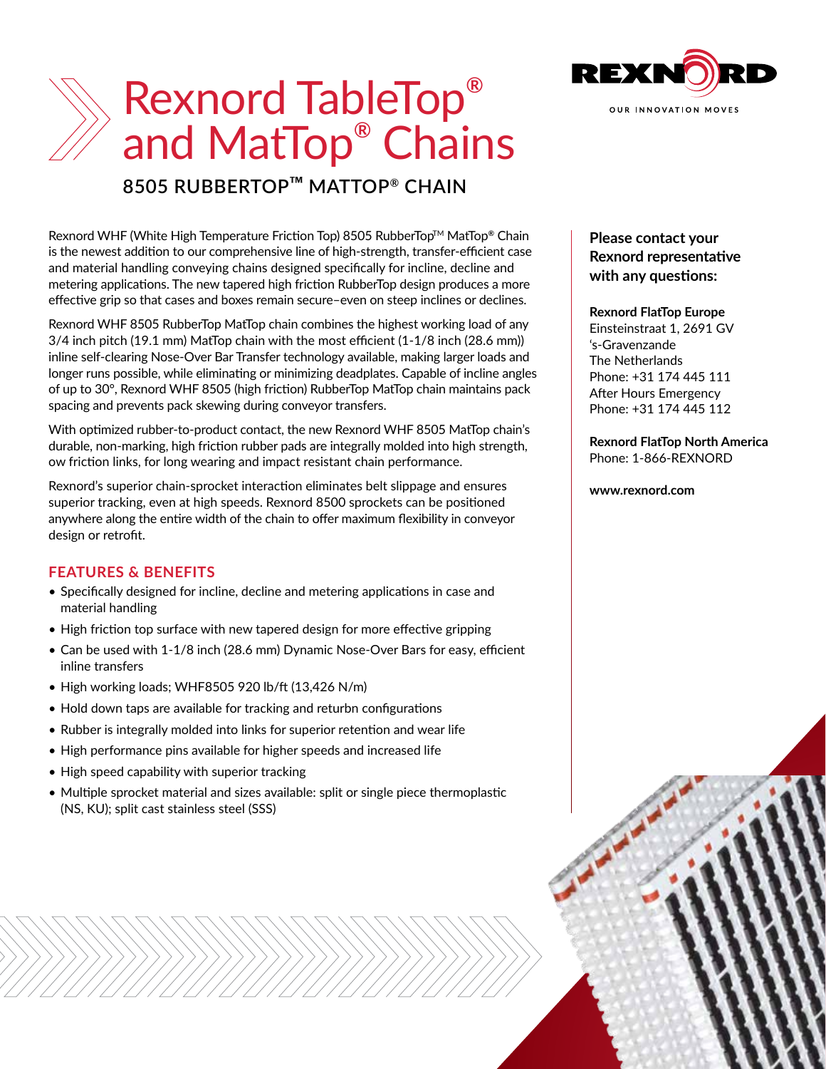# Rexnord TableTop® and MatTop® Chains

## 8505 RUBBERTOP™ MATTOP® CHAIN

Rexnord WHF (White High Temperature Friction Top) 8505 RubberTop™ MatTop® Chain is the newest addition to our comprehensive line of high-strength, transfer-efficient case and material handling conveying chains designed specifically for incline, decline and metering applications. The new tapered high friction RubberTop design produces a more effective grip so that cases and boxes remain secure–even on steep inclines or declines.

Rexnord WHF 8505 RubberTop MatTop chain combines the highest working load of any 3/4 inch pitch (19.1 mm) MatTop chain with the most efficient (1-1/8 inch (28.6 mm)) inline self-clearing Nose-Over Bar Transfer technology available, making larger loads and longer runs possible, while eliminating or minimizing deadplates. Capable of incline angles of up to 30°, Rexnord WHF 8505 (high friction) RubberTop MatTop chain maintains pack spacing and prevents pack skewing during conveyor transfers.

With optimized rubber-to-product contact, the new Rexnord WHF 8505 MatTop chain's durable, non-marking, high friction rubber pads are integrally molded into high strength, ow friction links, for long wearing and impact resistant chain performance.

Rexnord's superior chain-sprocket interaction eliminates belt slippage and ensures superior tracking, even at high speeds. Rexnord 8500 sprockets can be positioned anywhere along the entire width of the chain to offer maximum flexibility in conveyor design or retrofit.

### FEATURES & BENEFITS

- Specifically designed for incline, decline and metering applications in case and material handling
- High friction top surface with new tapered design for more effective gripping
- Can be used with 1-1/8 inch (28.6 mm) Dynamic Nose-Over Bars for easy, efficient inline transfers
- High working loads; WHF8505 920 lb/ft (13,426 N/m)
- Hold down taps are available for tracking and returbn configurations
- Rubber is integrally molded into links for superior retention and wear life
- High performance pins available for higher speeds and increased life
- High speed capability with superior tracking
- Multiple sprocket material and sizes available: split or single piece thermoplastic (NS, KU); split cast stainless steel (SSS)

**Please contact your Rexnord representative with any questions:**

**Rexnord FlatTop Europe**
Einsteinstraat 1, 2691 GV
's-Gravenzande
The Netherlands
Phone: +31 174 445 111
After Hours Emergency
Phone: +31 174 445 112

**Rexnord FlatTop North America**
Phone: 1-866-REXNORD

**www.rexnord.com**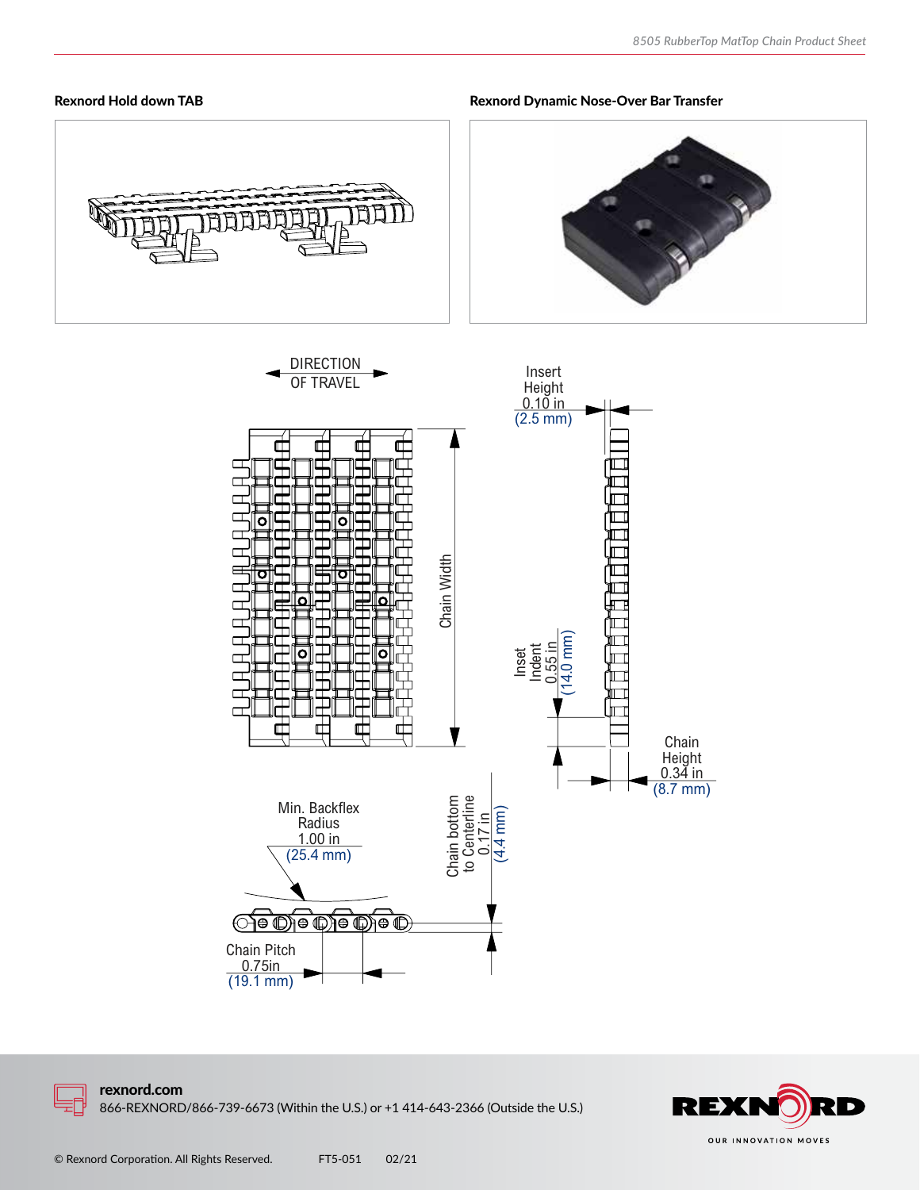### Rexnord Hold down TAB

### Rexnord Dynamic Nose-Over Bar Transfer

DIRECTION OF TRAVEL

Chain Width

Insert Height 0.10 in (2.5 mm)

Inset Indent 0.55 in (14.0 mm)

Chain Height 0.34 in (8.7 mm)

Min. Backflex Radius 1.00 in (25.4 mm)

Chain bottom to Centerline 0.17 in (4.4 mm)

Chain Pitch 0.75in (19.1 mm)

**rexnord.com**

866-REXNORD/866-739-6673 (Within the U.S.) or +1 414-643-2366 (Outside the U.S.)

REXNORD OUR INNOVATION MOVES

© Rexnord Corporation. All Rights Reserved. FT5-051 02/21